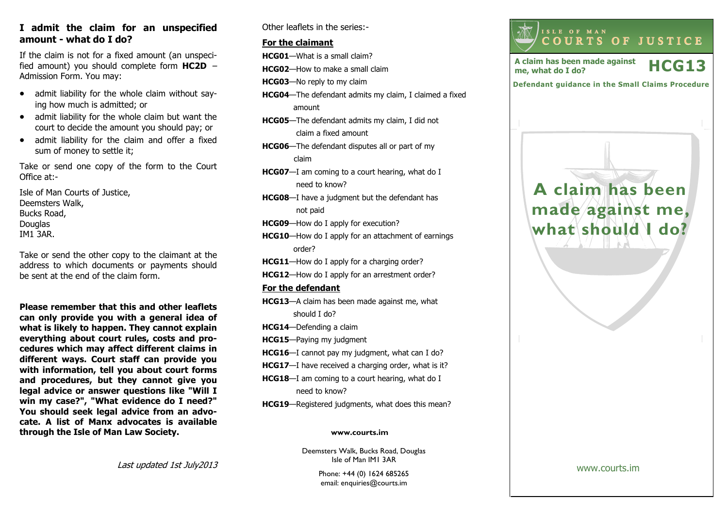## I admit the claim for an unspecified amount - what do I do?

If the claim is not for a fixed amount (an unspecified amount) you should complete form **HC2D** – Admission Form. You may:

- admit liability for the whole claim without saying how much is admitted; or
- admit liability for the whole claim but want the court to decide the amount you should pay; or
- admit liability for the claim and offer a fixed sum of money to settle it;

Take or send one copy of the form to the Court Office at:-

Isle of Man Courts of Justice,
Deemsters Walk,
Bucks Road,
Douglas
IM1 3AR.

Take or send the other copy to the claimant at the address to which documents or payments should be sent at the end of the claim form.

**Please remember that this and other leaflets can only provide you with a general idea of what is likely to happen. They cannot explain everything about court rules, costs and procedures which may affect different claims in different ways. Court staff can provide you with information, tell you about court forms and procedures, but they cannot give you legal advice or answer questions like "Will I win my case?", "What evidence do I need?" You should seek legal advice from an advocate. A list of Manx advocates is available through the Isle of Man Law Society.**

*Last updated 1st July2013*

Other leaflets in the series:-

**For the claimant**

- **HCG01**—What is a small claim?
- **HCG02**—How to make a small claim
- **HCG03**—No reply to my claim
- **HCG04**—The defendant admits my claim, I claimed a fixed amount
- **HCG05**—The defendant admits my claim, I did not claim a fixed amount
- **HCG06**—The defendant disputes all or part of my claim
- **HCG07**—I am coming to a court hearing, what do I need to know?
- **HCG08**—I have a judgment but the defendant has not paid
- **HCG09**—How do I apply for execution?
- **HCG10**—How do I apply for an attachment of earnings order?
- **HCG11**—How do I apply for a charging order?
- **HCG12**—How do I apply for an arrestment order?

**For the defendant**

- **HCG13**—A claim has been made against me, what should I do?
- **HCG14**—Defending a claim
- **HCG15**—Paying my judgment
- **HCG16**—I cannot pay my judgment, what can I do?
- **HCG17**—I have received a charging order, what is it?
- **HCG18**—I am coming to a court hearing, what do I need to know?
- **HCG19**—Registered judgments, what does this mean?

**www.courts.im**

Deemsters Walk, Bucks Road, Douglas
Isle of Man IM1 3AR

Phone: +44 (0) 1624 685265
email: enquiries@courts.im

ISLE OF MAN
COURTS OF JUSTICE

**A claim has been made against me, what do I do?** **HCG13**

**Defendant guidance in the Small Claims Procedure**

# A claim has been made against me, what should I do?

www.courts.im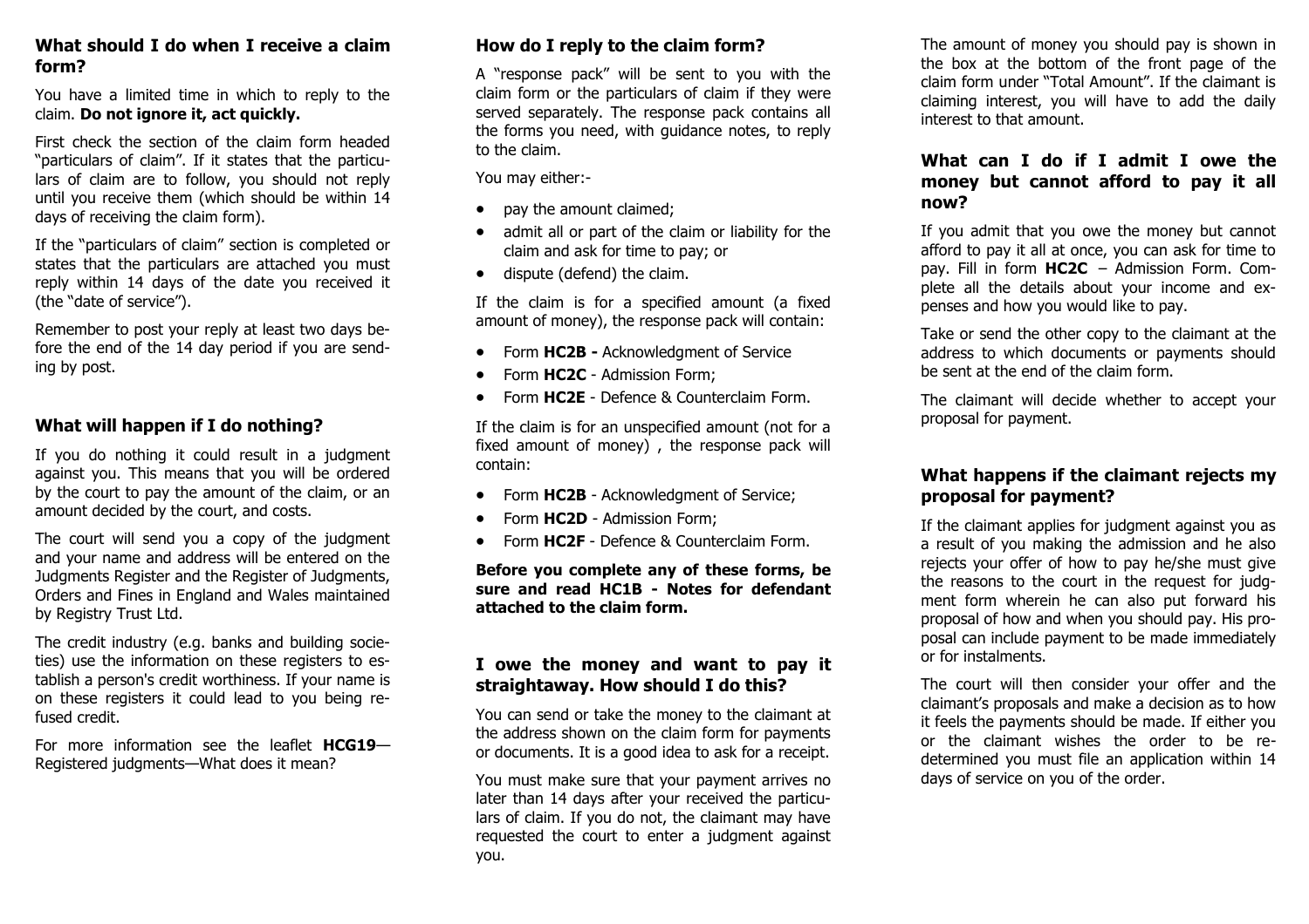## What should I do when I receive a claim form?

You have a limited time in which to reply to the claim. **Do not ignore it, act quickly.**

First check the section of the claim form headed "particulars of claim". If it states that the particulars of claim are to follow, you should not reply until you receive them (which should be within 14 days of receiving the claim form).

If the "particulars of claim" section is completed or states that the particulars are attached you must reply within 14 days of the date you received it (the "date of service").

Remember to post your reply at least two days before the end of the 14 day period if you are sending by post.

## What will happen if I do nothing?

If you do nothing it could result in a judgment against you. This means that you will be ordered by the court to pay the amount of the claim, or an amount decided by the court, and costs.

The court will send you a copy of the judgment and your name and address will be entered on the Judgments Register and the Register of Judgments, Orders and Fines in England and Wales maintained by Registry Trust Ltd.

The credit industry (e.g. banks and building societies) use the information on these registers to establish a person's credit worthiness. If your name is on these registers it could lead to you being refused credit.

For more information see the leaflet **HCG19**—Registered judgments—What does it mean?

## How do I reply to the claim form?

A "response pack" will be sent to you with the claim form or the particulars of claim if they were served separately. The response pack contains all the forms you need, with guidance notes, to reply to the claim.

You may either:-

- pay the amount claimed;
- admit all or part of the claim or liability for the claim and ask for time to pay; or
- dispute (defend) the claim.

If the claim is for a specified amount (a fixed amount of money), the response pack will contain:

- Form **HC2B -** Acknowledgment of Service
- Form **HC2C** - Admission Form;
- Form **HC2E** - Defence & Counterclaim Form.

If the claim is for an unspecified amount (not for a fixed amount of money) , the response pack will contain:

- Form **HC2B** - Acknowledgment of Service;
- Form **HC2D** - Admission Form;
- Form **HC2F** - Defence & Counterclaim Form.

**Before you complete any of these forms, be sure and read HC1B - Notes for defendant attached to the claim form.**

## I owe the money and want to pay it straightaway. How should I do this?

You can send or take the money to the claimant at the address shown on the claim form for payments or documents. It is a good idea to ask for a receipt.

You must make sure that your payment arrives no later than 14 days after your received the particulars of claim. If you do not, the claimant may have requested the court to enter a judgment against you.

The amount of money you should pay is shown in the box at the bottom of the front page of the claim form under "Total Amount". If the claimant is claiming interest, you will have to add the daily interest to that amount.

## What can I do if I admit I owe the money but cannot afford to pay it all now?

If you admit that you owe the money but cannot afford to pay it all at once, you can ask for time to pay. Fill in form **HC2C** – Admission Form. Complete all the details about your income and expenses and how you would like to pay.

Take or send the other copy to the claimant at the address to which documents or payments should be sent at the end of the claim form.

The claimant will decide whether to accept your proposal for payment.

## What happens if the claimant rejects my proposal for payment?

If the claimant applies for judgment against you as a result of you making the admission and he also rejects your offer of how to pay he/she must give the reasons to the court in the request for judgment form wherein he can also put forward his proposal of how and when you should pay. His proposal can include payment to be made immediately or for instalments.

The court will then consider your offer and the claimant's proposals and make a decision as to how it feels the payments should be made. If either you or the claimant wishes the order to be redetermined you must file an application within 14 days of service on you of the order.